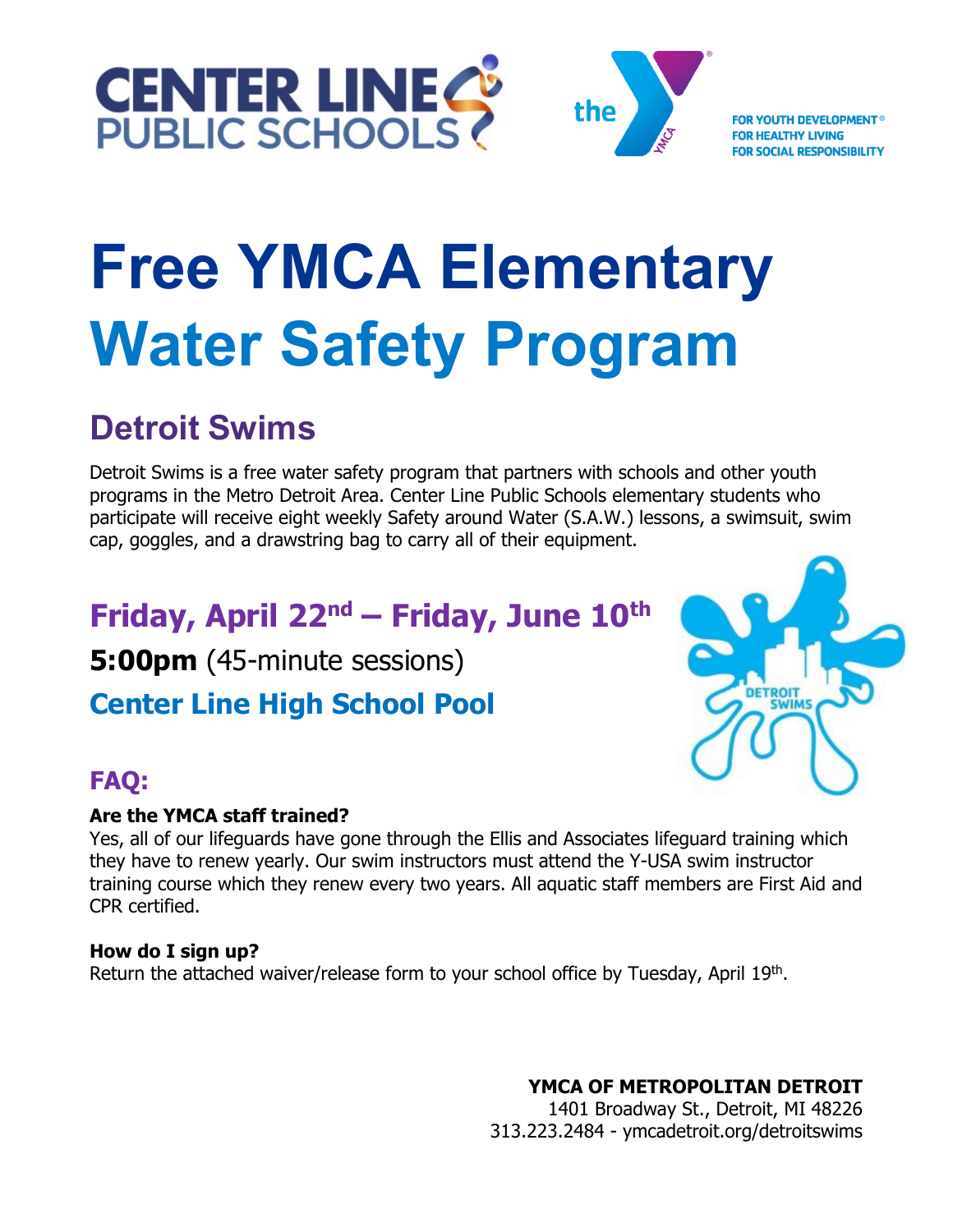CENTER LINE PUBLIC SCHOOLS

the YMCA

FOR YOUTH DEVELOPMENT®
FOR HEALTHY LIVING
FOR SOCIAL RESPONSIBILITY

# Free YMCA Elementary Water Safety Program

## Detroit Swims

Detroit Swims is a free water safety program that partners with schools and other youth programs in the Metro Detroit Area. Center Line Public Schools elementary students who participate will receive eight weekly Safety around Water (S.A.W.) lessons, a swimsuit, swim cap, goggles, and a drawstring bag to carry all of their equipment.

## Friday, April 22nd – Friday, June 10th

**5:00pm** (45-minute sessions)

**Center Line High School Pool**

## FAQ:

**Are the YMCA staff trained?**

Yes, all of our lifeguards have gone through the Ellis and Associates lifeguard training which they have to renew yearly. Our swim instructors must attend the Y-USA swim instructor training course which they renew every two years. All aquatic staff members are First Aid and CPR certified.

**How do I sign up?**

Return the attached waiver/release form to your school office by Tuesday, April 19th.

**YMCA OF METROPOLITAN DETROIT**
1401 Broadway St., Detroit, MI 48226
313.223.2484 - ymcadetroit.org/detroitswims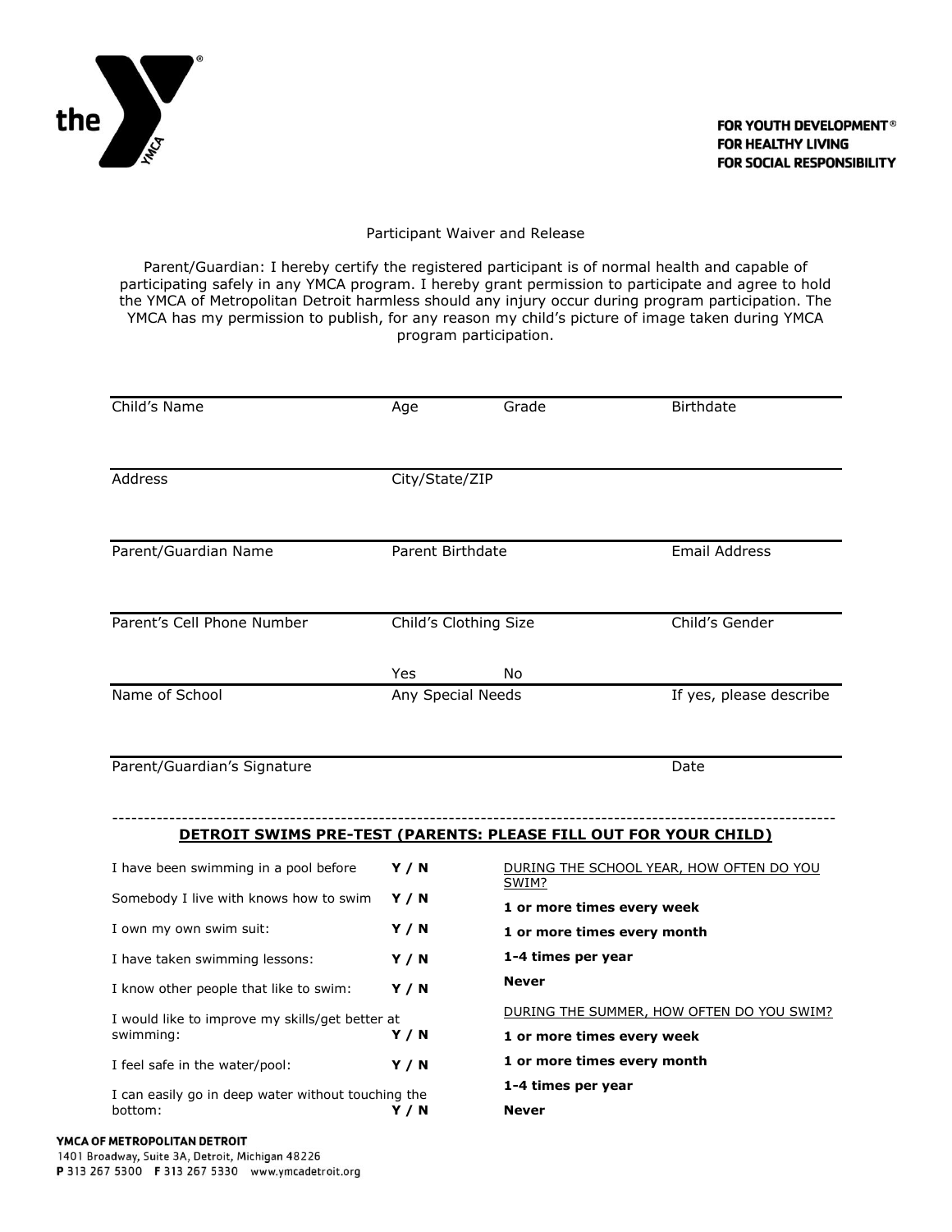FOR YOUTH DEVELOPMENT®
FOR HEALTHY LIVING
FOR SOCIAL RESPONSIBILITY

## Participant Waiver and Release

Parent/Guardian: I hereby certify the registered participant is of normal health and capable of participating safely in any YMCA program. I hereby grant permission to participate and agree to hold the YMCA of Metropolitan Detroit harmless should any injury occur during program participation. The YMCA has my permission to publish, for any reason my child's picture of image taken during YMCA program participation.

| | | | |
|---|---|---|---|
| Child's Name | Age | Grade | Birthdate |
| Address | City/State/ZIP | | |
| Parent/Guardian Name | Parent Birthdate | | Email Address |
| Parent's Cell Phone Number | Child's Clothing Size | | Child's Gender |
| | Yes | No | |
| Name of School | Any Special Needs | | If yes, please describe |
| Parent/Guardian's Signature | | | Date |

---

## DETROIT SWIMS PRE-TEST (PARENTS: PLEASE FILL OUT FOR YOUR CHILD)

| | |
|---|---|
| I have been swimming in a pool before | **Y / N** |
| Somebody I live with knows how to swim | **Y / N** |
| I own my own swim suit: | **Y / N** |
| I have taken swimming lessons: | **Y / N** |
| I know other people that like to swim: | **Y / N** |
| I would like to improve my skills/get better at swimming: | **Y / N** |
| I feel safe in the water/pool: | **Y / N** |
| I can easily go in deep water without touching the bottom: | **Y / N** |

DURING THE SCHOOL YEAR, HOW OFTEN DO YOU SWIM?

**1 or more times every week**

**1 or more times every month**

**1-4 times per year**

**Never**

DURING THE SUMMER, HOW OFTEN DO YOU SWIM?

**1 or more times every week**

**1 or more times every month**

**1-4 times per year**

**Never**

**YMCA OF METROPOLITAN DETROIT**
1401 Broadway, Suite 3A, Detroit, Michigan 48226
**P** 313 267 5300 **F** 313 267 5330 www.ymcadetroit.org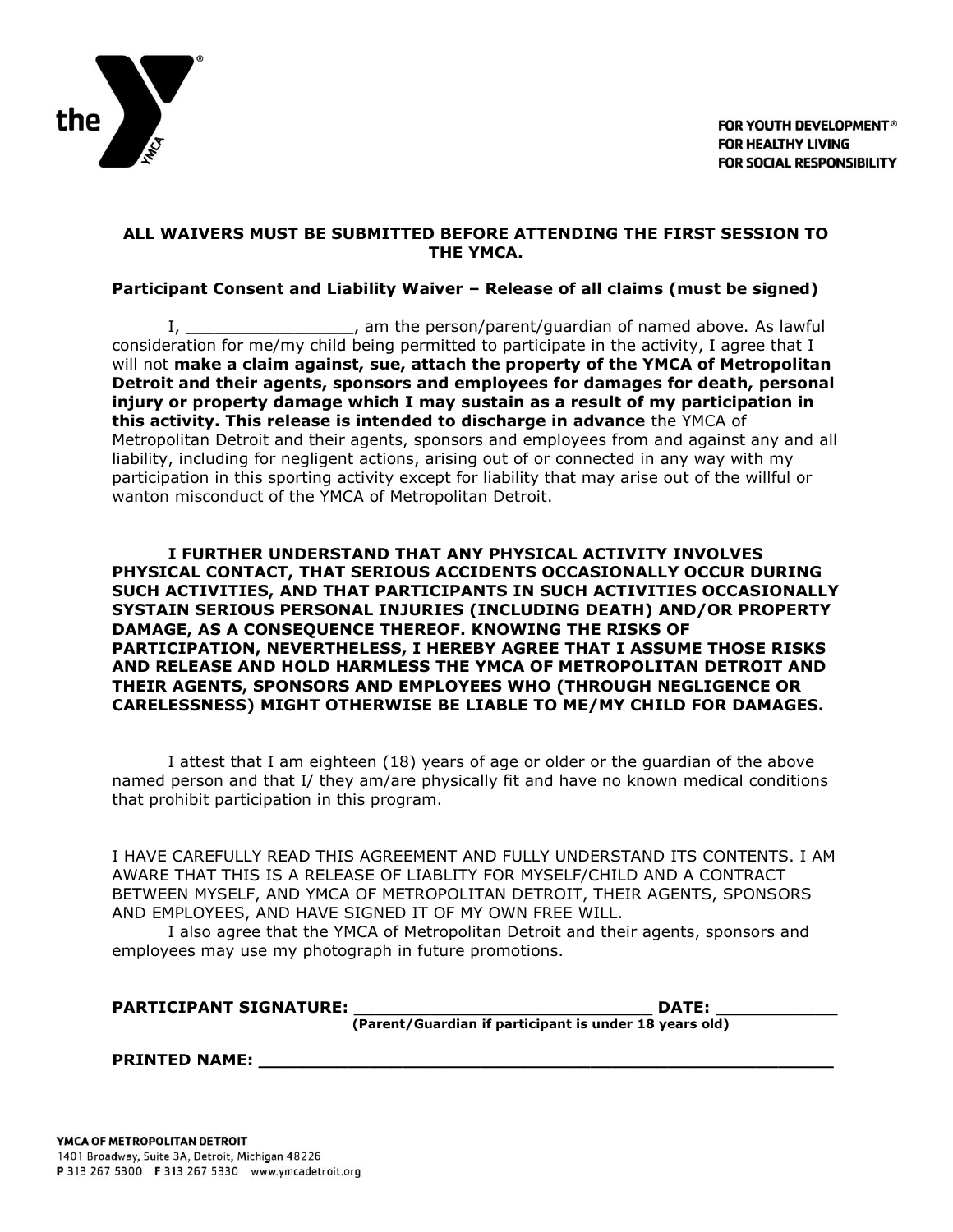FOR YOUTH DEVELOPMENT®
FOR HEALTHY LIVING
FOR SOCIAL RESPONSIBILITY

**ALL WAIVERS MUST BE SUBMITTED BEFORE ATTENDING THE FIRST SESSION TO THE YMCA.**

**Participant Consent and Liability Waiver – Release of all claims (must be signed)**

I, _________________, am the person/parent/guardian of named above. As lawful consideration for me/my child being permitted to participate in the activity, I agree that I will not **make a claim against, sue, attach the property of the YMCA of Metropolitan Detroit and their agents, sponsors and employees for damages for death, personal injury or property damage which I may sustain as a result of my participation in this activity. This release is intended to discharge in advance** the YMCA of Metropolitan Detroit and their agents, sponsors and employees from and against any and all liability, including for negligent actions, arising out of or connected in any way with my participation in this sporting activity except for liability that may arise out of the willful or wanton misconduct of the YMCA of Metropolitan Detroit.

**I FURTHER UNDERSTAND THAT ANY PHYSICAL ACTIVITY INVOLVES PHYSICAL CONTACT, THAT SERIOUS ACCIDENTS OCCASIONALLY OCCUR DURING SUCH ACTIVITIES, AND THAT PARTICIPANTS IN SUCH ACTIVITIES OCCASIONALLY SYSTAIN SERIOUS PERSONAL INJURIES (INCLUDING DEATH) AND/OR PROPERTY DAMAGE, AS A CONSEQUENCE THEREOF. KNOWING THE RISKS OF PARTICIPATION, NEVERTHELESS, I HEREBY AGREE THAT I ASSUME THOSE RISKS AND RELEASE AND HOLD HARMLESS THE YMCA OF METROPOLITAN DETROIT AND THEIR AGENTS, SPONSORS AND EMPLOYEES WHO (THROUGH NEGLIGENCE OR CARELESSNESS) MIGHT OTHERWISE BE LIABLE TO ME/MY CHILD FOR DAMAGES.**

I attest that I am eighteen (18) years of age or older or the guardian of the above named person and that I/ they am/are physically fit and have no known medical conditions that prohibit participation in this program.

I HAVE CAREFULLY READ THIS AGREEMENT AND FULLY UNDERSTAND ITS CONTENTS. I AM AWARE THAT THIS IS A RELEASE OF LIABLITY FOR MYSELF/CHILD AND A CONTRACT BETWEEN MYSELF, AND YMCA OF METROPOLITAN DETROIT, THEIR AGENTS, SPONSORS AND EMPLOYEES, AND HAVE SIGNED IT OF MY OWN FREE WILL.

I also agree that the YMCA of Metropolitan Detroit and their agents, sponsors and employees may use my photograph in future promotions.

**PARTICIPANT SIGNATURE:** ____________________________ **DATE:** ___________
**(Parent/Guardian if participant is under 18 years old)**

**PRINTED NAME:** ______________________________________________________

**YMCA OF METROPOLITAN DETROIT**
1401 Broadway, Suite 3A, Detroit, Michigan 48226
**P** 313 267 5300 **F** 313 267 5330 www.ymcadetroit.org